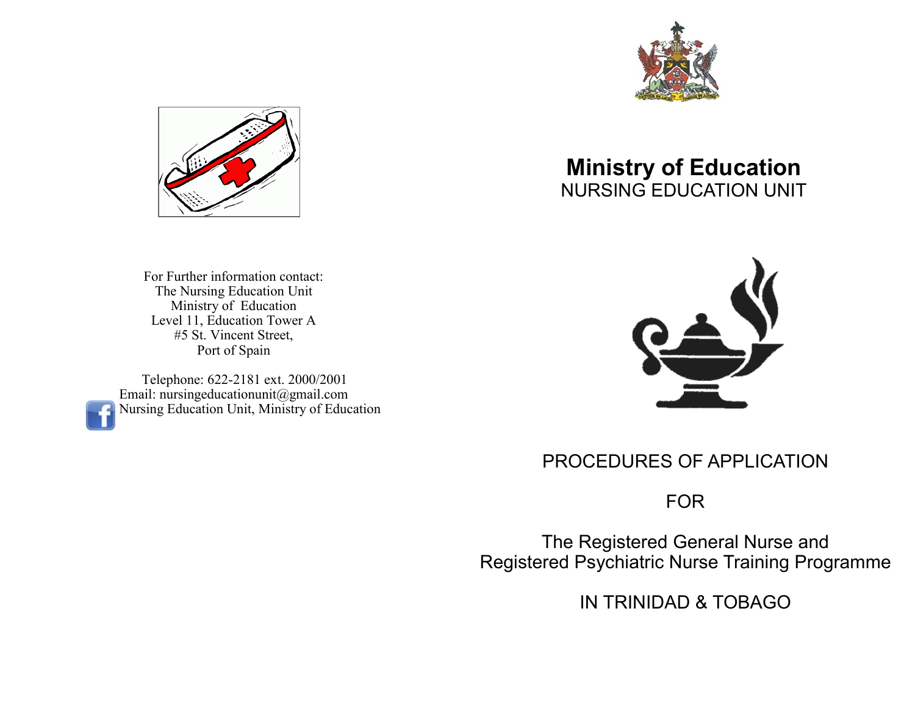For Further information contact:
The Nursing Education Unit
Ministry of Education
Level 11, Education Tower A
#5 St. Vincent Street,
Port of Spain

Telephone: 622-2181 ext. 2000/2001
Email: nursingeducationunit@gmail.com
Nursing Education Unit, Ministry of Education

# Ministry of Education

## NURSING EDUCATION UNIT

PROCEDURES OF APPLICATION

FOR

The Registered General Nurse and
Registered Psychiatric Nurse Training Programme

IN TRINIDAD & TOBAGO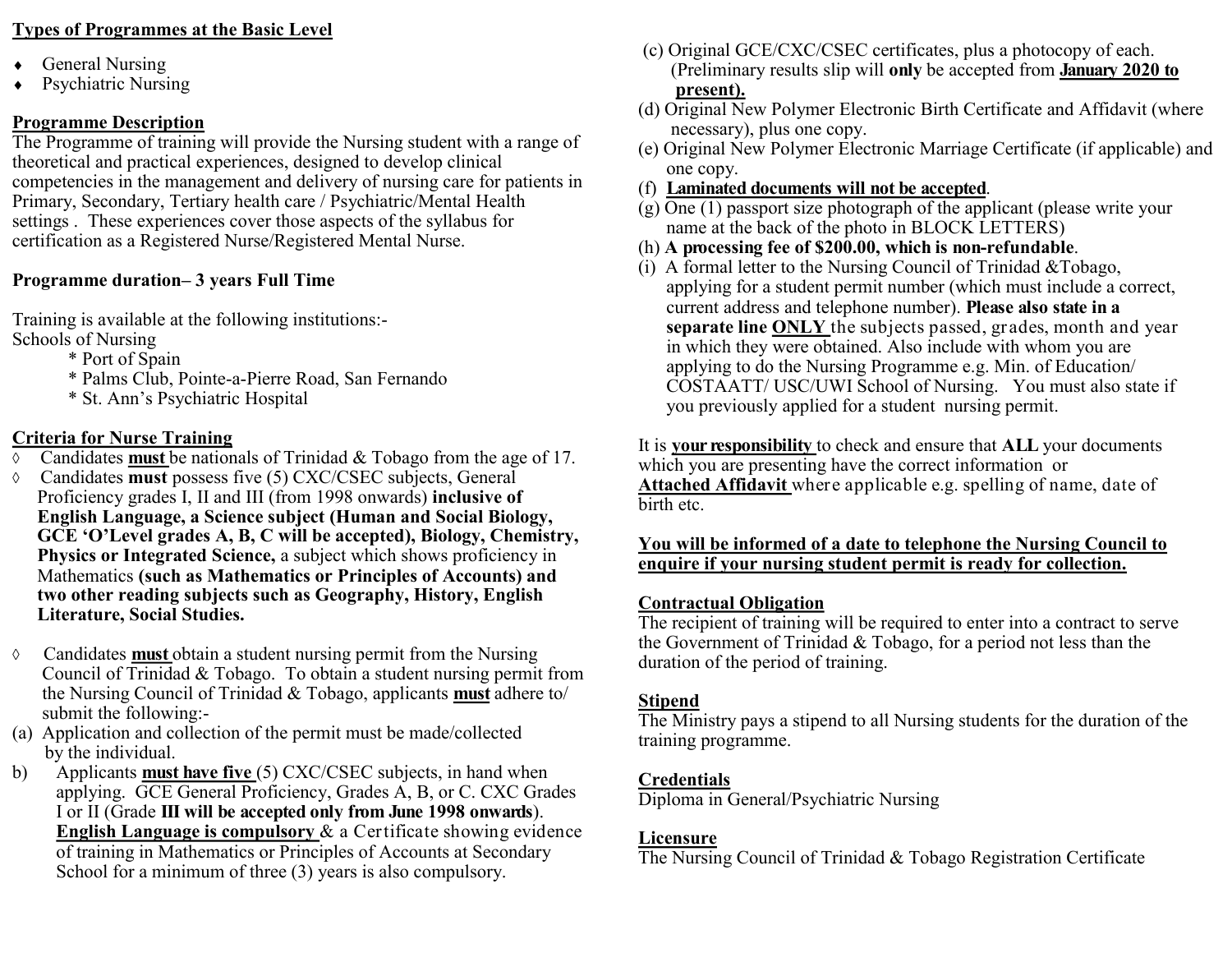## Types of Programmes at the Basic Level

- General Nursing
- Psychiatric Nursing

## Programme Description

The Programme of training will provide the Nursing student with a range of theoretical and practical experiences, designed to develop clinical competencies in the management and delivery of nursing care for patients in Primary, Secondary, Tertiary health care / Psychiatric/Mental Health settings . These experiences cover those aspects of the syllabus for certification as a Registered Nurse/Registered Mental Nurse.

**Programme duration– 3 years Full Time**

Training is available at the following institutions:-

Schools of Nursing

- * Port of Spain
- * Palms Club, Pointe-a-Pierre Road, San Fernando
- * St. Ann's Psychiatric Hospital

## Criteria for Nurse Training

- ◊ Candidates **must** be nationals of Trinidad & Tobago from the age of 17.
- ◊ Candidates **must** possess five (5) CXC/CSEC subjects, General Proficiency grades I, II and III (from 1998 onwards) **inclusive of English Language, a Science subject (Human and Social Biology, GCE 'O'Level grades A, B, C will be accepted), Biology, Chemistry, Physics or Integrated Science,** a subject which shows proficiency in Mathematics **(such as Mathematics or Principles of Accounts) and two other reading subjects such as Geography, History, English Literature, Social Studies.**
- ◊ Candidates **must** obtain a student nursing permit from the Nursing Council of Trinidad & Tobago. To obtain a student nursing permit from the Nursing Council of Trinidad & Tobago, applicants **must** adhere to/ submit the following:-

(a) Application and collection of the permit must be made/collected by the individual.

b) Applicants **must have five** (5) CXC/CSEC subjects, in hand when applying. GCE General Proficiency, Grades A, B, or C. CXC Grades I or II (Grade **III will be accepted only from June 1998 onwards**). **English Language is compulsory** & a Certificate showing evidence of training in Mathematics or Principles of Accounts at Secondary School for a minimum of three (3) years is also compulsory.

(c) Original GCE/CXC/CSEC certificates, plus a photocopy of each. (Preliminary results slip will **only** be accepted from **January 2020 to present).**

(d) Original New Polymer Electronic Birth Certificate and Affidavit (where necessary), plus one copy.

(e) Original New Polymer Electronic Marriage Certificate (if applicable) and one copy.

(f) **Laminated documents will not be accepted**.

(g) One (1) passport size photograph of the applicant (please write your name at the back of the photo in BLOCK LETTERS)

(h) **A processing fee of $200.00, which is non-refundable**.

(i) A formal letter to the Nursing Council of Trinidad &Tobago, applying for a student permit number (which must include a correct, current address and telephone number). **Please also state in a separate line ONLY** the subjects passed, grades, month and year in which they were obtained. Also include with whom you are applying to do the Nursing Programme e.g. Min. of Education/ COSTAATT/ USC/UWI School of Nursing. You must also state if you previously applied for a student nursing permit.

It is **your responsibility** to check and ensure that **ALL** your documents which you are presenting have the correct information or **Attached Affidavit** where applicable e.g. spelling of name, date of birth etc.

**You will be informed of a date to telephone the Nursing Council to enquire if your nursing student permit is ready for collection.**

## Contractual Obligation

The recipient of training will be required to enter into a contract to serve the Government of Trinidad & Tobago, for a period not less than the duration of the period of training.

## Stipend

The Ministry pays a stipend to all Nursing students for the duration of the training programme.

## Credentials

Diploma in General/Psychiatric Nursing

## Licensure

The Nursing Council of Trinidad & Tobago Registration Certificate